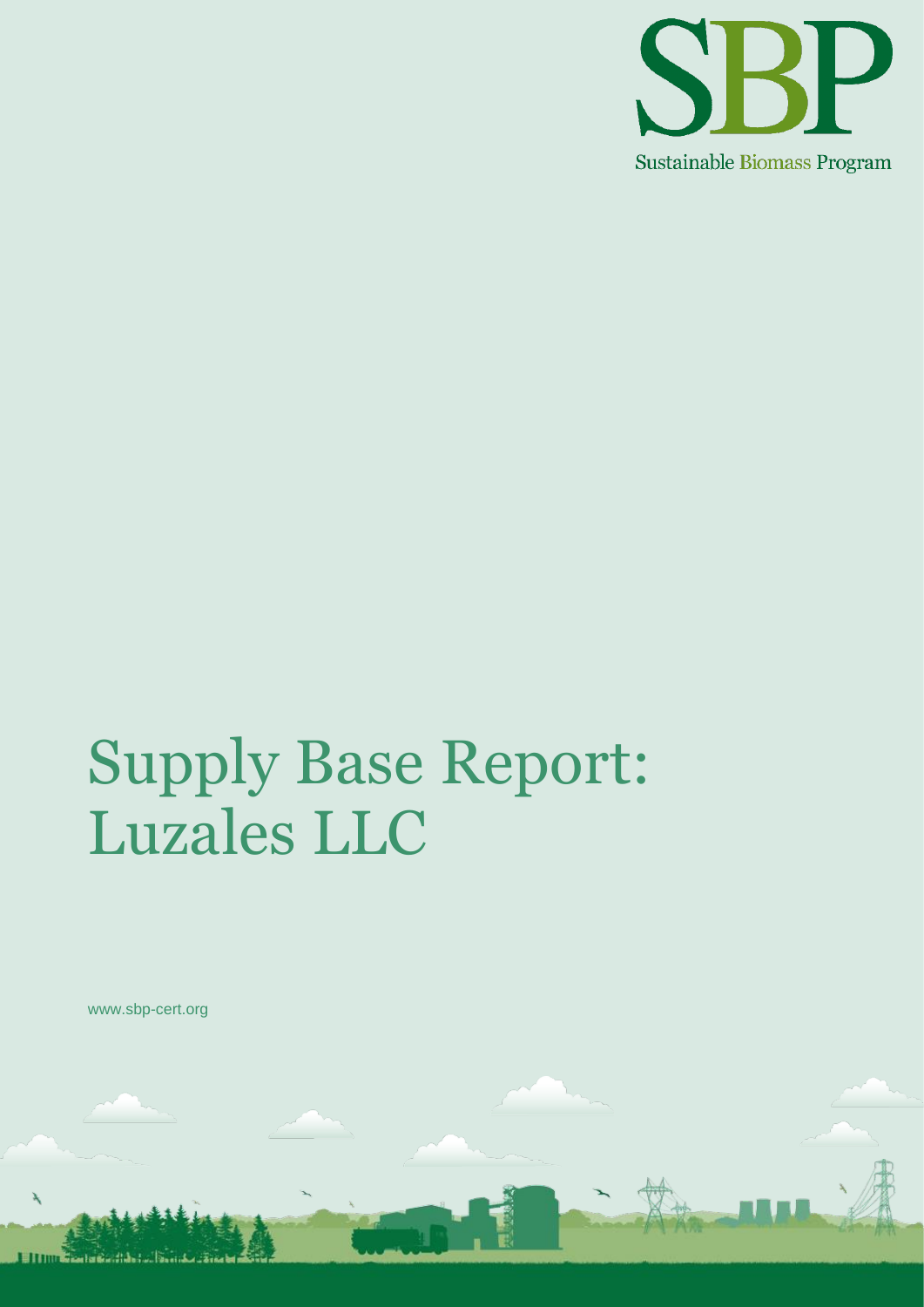SBP

Sustainable Biomass Program

# Supply Base Report: Luzales LLC

www.sbp-cert.org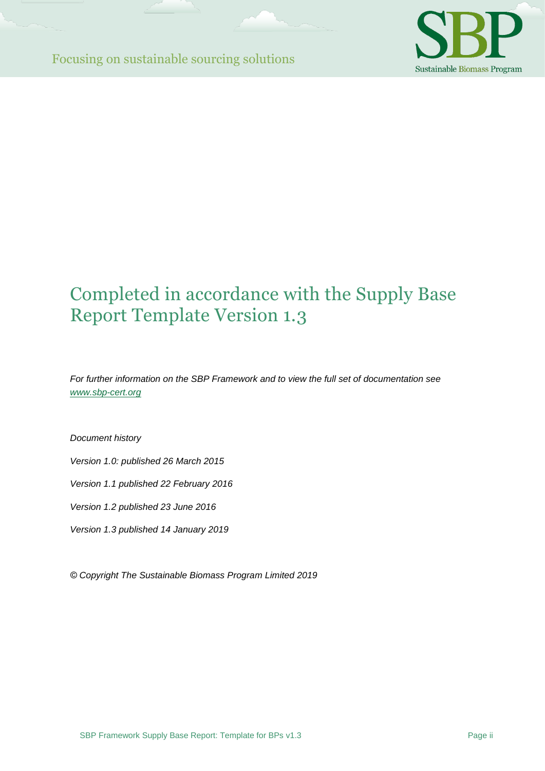# Completed in accordance with the Supply Base Report Template Version 1.3

*For further information on the SBP Framework and to view the full set of documentation see [www.sbp-cert.org](http://www.sbp-cert.org)*

*Document history*

*Version 1.0: published 26 March 2015*

*Version 1.1 published 22 February 2016*

*Version 1.2 published 23 June 2016*

*Version 1.3 published 14 January 2019*

*© Copyright The Sustainable Biomass Program Limited 2019*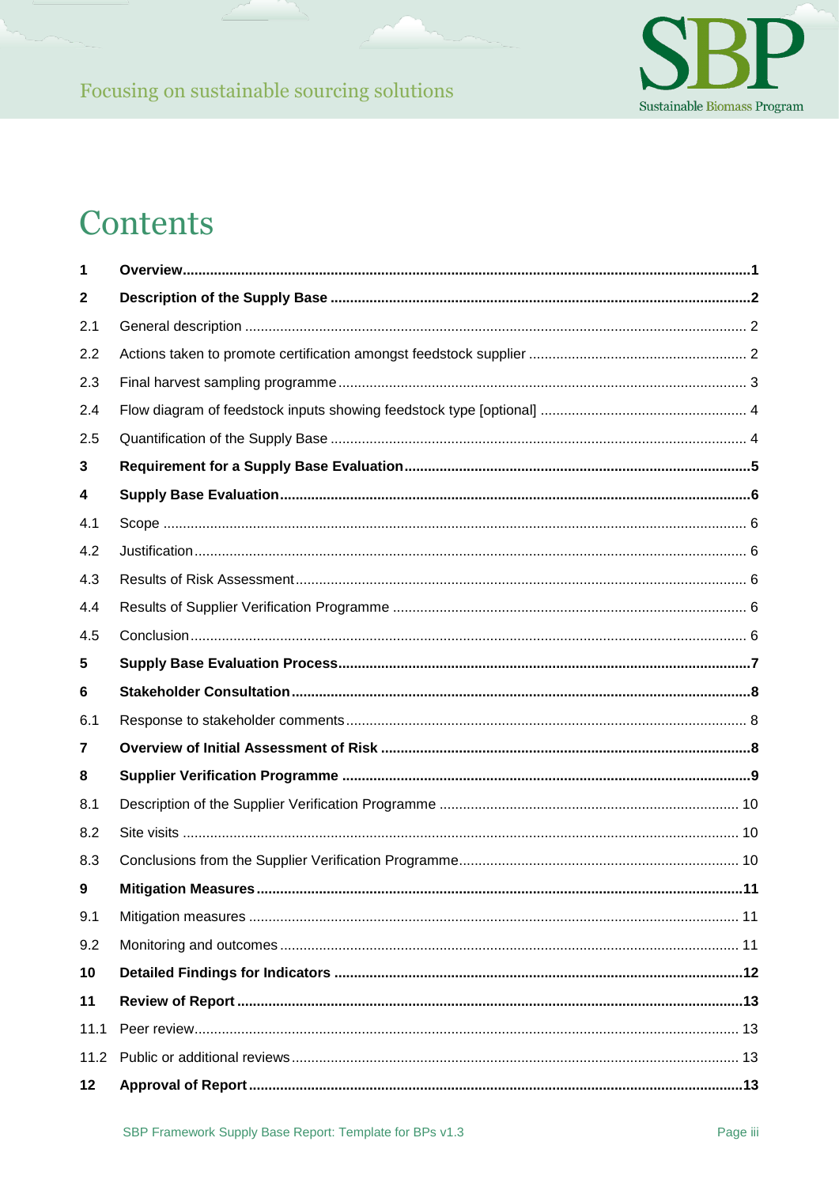# Contents

| | | |
|---|---|---|
| **1** | **Overview** | **1** |
| **2** | **Description of the Supply Base** | **2** |
| 2.1 | General description | 2 |
| 2.2 | Actions taken to promote certification amongst feedstock supplier | 2 |
| 2.3 | Final harvest sampling programme | 3 |
| 2.4 | Flow diagram of feedstock inputs showing feedstock type [optional] | 4 |
| 2.5 | Quantification of the Supply Base | 4 |
| **3** | **Requirement for a Supply Base Evaluation** | **5** |
| **4** | **Supply Base Evaluation** | **6** |
| 4.1 | Scope | 6 |
| 4.2 | Justification | 6 |
| 4.3 | Results of Risk Assessment | 6 |
| 4.4 | Results of Supplier Verification Programme | 6 |
| 4.5 | Conclusion | 6 |
| **5** | **Supply Base Evaluation Process** | **7** |
| **6** | **Stakeholder Consultation** | **8** |
| 6.1 | Response to stakeholder comments | 8 |
| **7** | **Overview of Initial Assessment of Risk** | **8** |
| **8** | **Supplier Verification Programme** | **9** |
| 8.1 | Description of the Supplier Verification Programme | 10 |
| 8.2 | Site visits | 10 |
| 8.3 | Conclusions from the Supplier Verification Programme | 10 |
| **9** | **Mitigation Measures** | **11** |
| 9.1 | Mitigation measures | 11 |
| 9.2 | Monitoring and outcomes | 11 |
| **10** | **Detailed Findings for Indicators** | **12** |
| **11** | **Review of Report** | **13** |
| 11.1 | Peer review | 13 |
| 11.2 | Public or additional reviews | 13 |
| **12** | **Approval of Report** | **13** |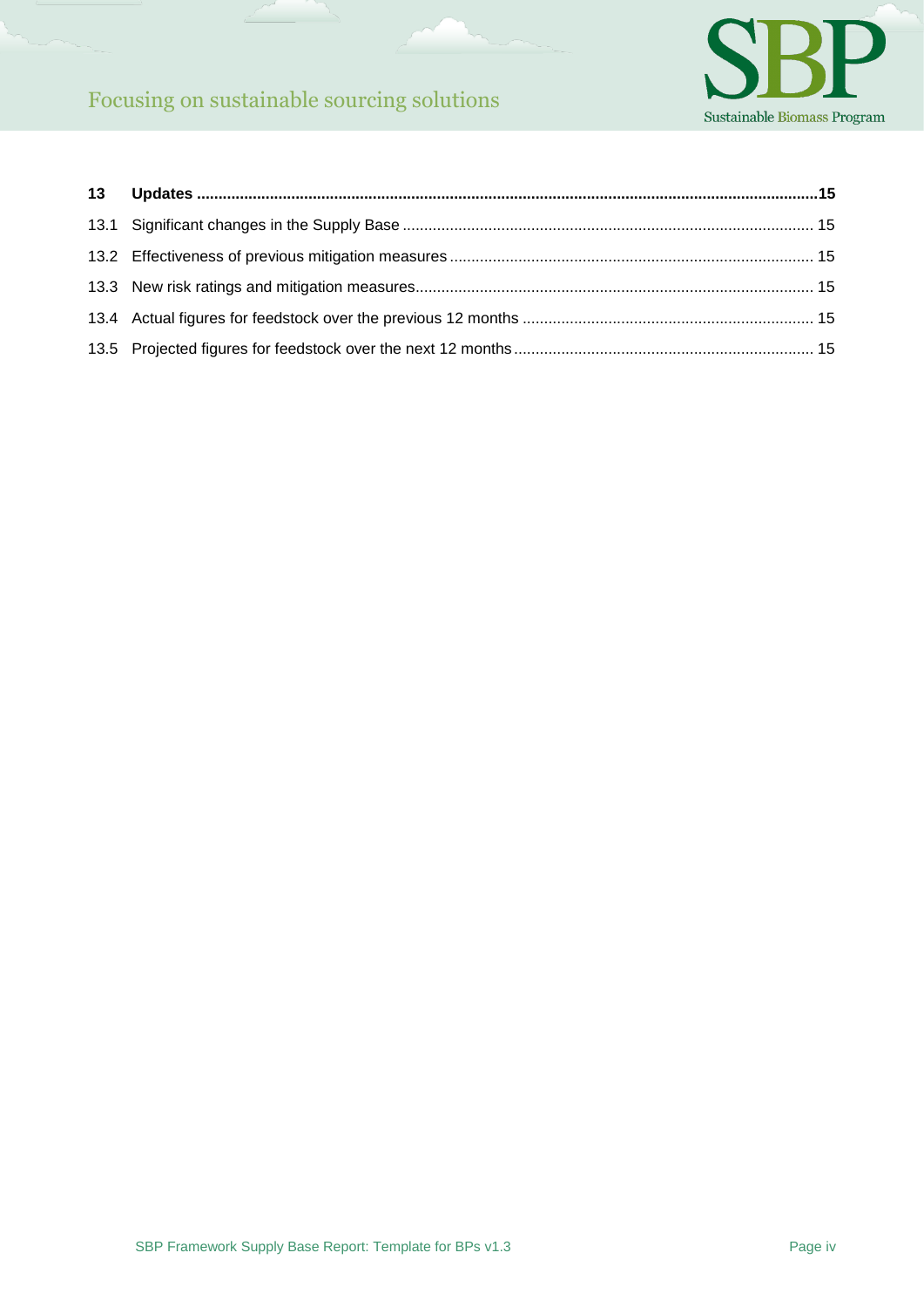**13 Updates ..........15**

13.1 Significant changes in the Supply Base .......... 15

13.2 Effectiveness of previous mitigation measures .......... 15

13.3 New risk ratings and mitigation measures .......... 15

13.4 Actual figures for feedstock over the previous 12 months .......... 15

13.5 Projected figures for feedstock over the next 12 months .......... 15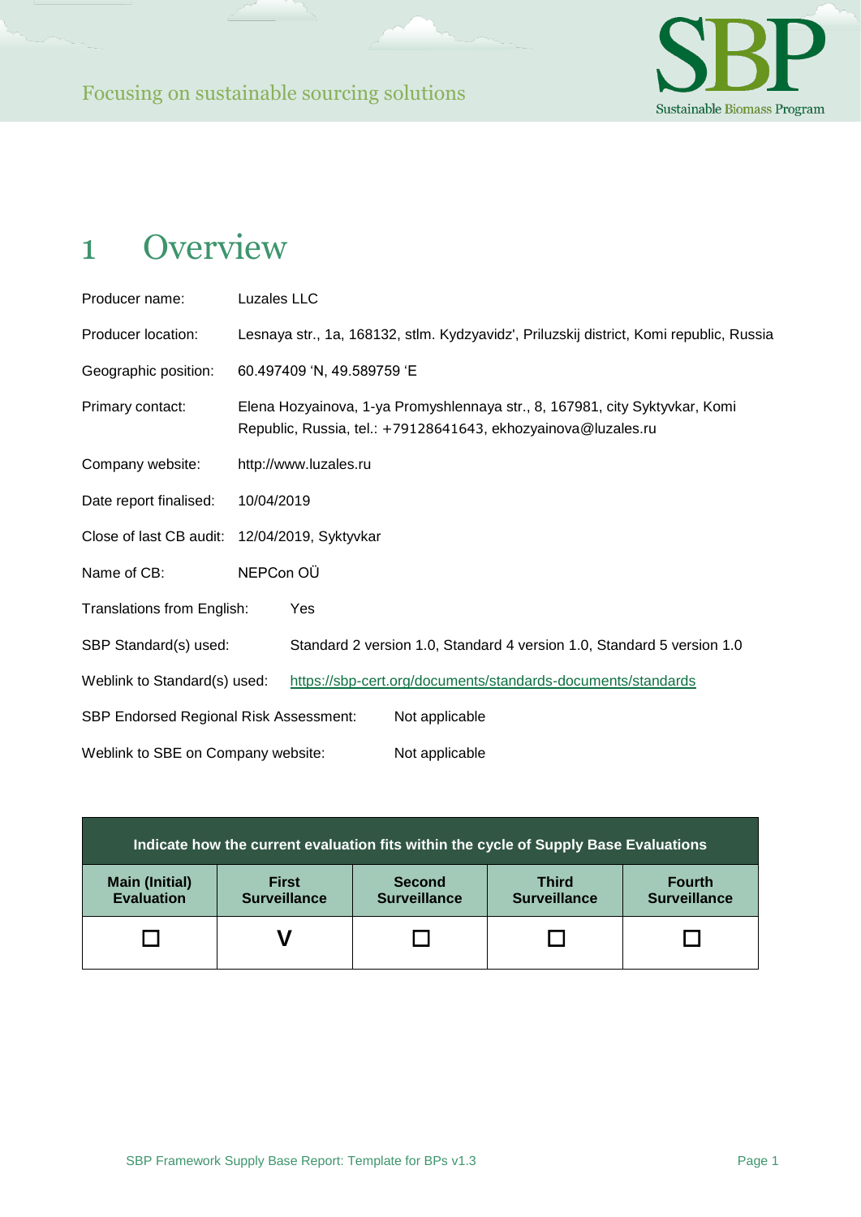# 1 Overview

Producer name: Luzales LLC

Producer location: Lesnaya str., 1a, 168132, stlm. Kydzyavidz', Priluzskij district, Komi republic, Russia

Geographic position: 60.497409 'N, 49.589759 'E

Primary contact: Elena Hozyainova, 1-ya Promyshlennaya str., 8, 167981, city Syktyvkar, Komi Republic, Russia, tel.: +79128641643, ekhozyainova@luzales.ru

Company website: http://www.luzales.ru

Date report finalised: 10/04/2019

Close of last CB audit: 12/04/2019, Syktyvkar

Name of CB: NEPCon OÜ

Translations from English: Yes

SBP Standard(s) used: Standard 2 version 1.0, Standard 4 version 1.0, Standard 5 version 1.0

Weblink to Standard(s) used: https://sbp-cert.org/documents/standards-documents/standards

SBP Endorsed Regional Risk Assessment: Not applicable

Weblink to SBE on Company website: Not applicable

| Indicate how the current evaluation fits within the cycle of Supply Base Evaluations | | | | |
|---|---|---|---|---|
| **Main (Initial) Evaluation** | **First Surveillance** | **Second Surveillance** | **Third Surveillance** | **Fourth Surveillance** |
| ☐ | V | ☐ | ☐ | ☐ |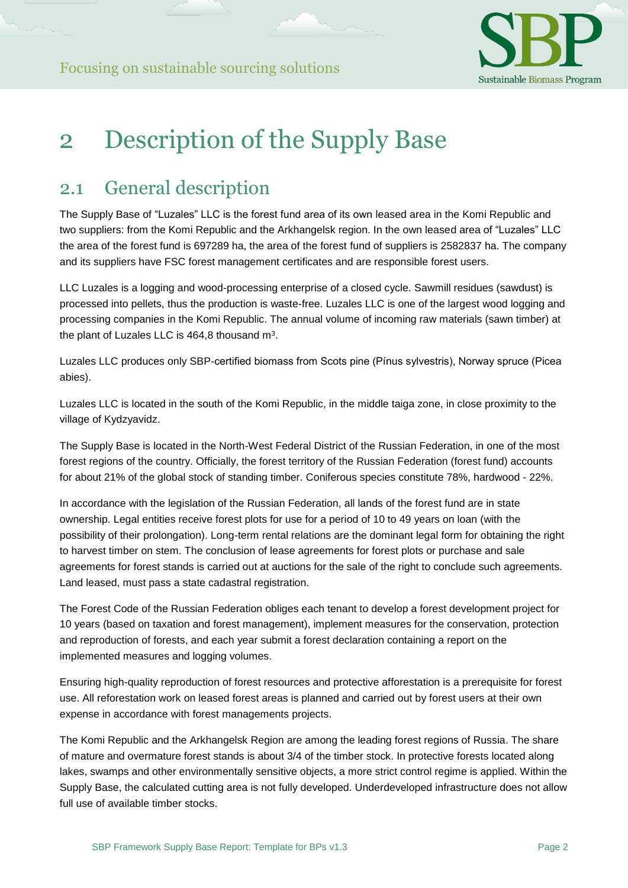# 2 Description of the Supply Base

## 2.1 General description

The Supply Base of "Luzales" LLC is the forest fund area of its own leased area in the Komi Republic and two suppliers: from the Komi Republic and the Arkhangelsk region. In the own leased area of "Luzales" LLC the area of the forest fund is 697289 ha, the area of the forest fund of suppliers is 2582837 ha. The company and its suppliers have FSC forest management certificates and are responsible forest users.

LLC Luzales is a logging and wood-processing enterprise of a closed cycle. Sawmill residues (sawdust) is processed into pellets, thus the production is waste-free. Luzales LLC is one of the largest wood logging and processing companies in the Komi Republic. The annual volume of incoming raw materials (sawn timber) at the plant of Luzales LLC is 464,8 thousand $m^3$.

Luzales LLC produces only SBP-certified biomass from Scots pine (Pínus sylvestris), Norway spruce (Picea abies).

Luzales LLC is located in the south of the Komi Republic, in the middle taiga zone, in close proximity to the village of Kydzyavidz.

The Supply Base is located in the North-West Federal District of the Russian Federation, in one of the most forest regions of the country. Officially, the forest territory of the Russian Federation (forest fund) accounts for about 21% of the global stock of standing timber. Coniferous species constitute 78%, hardwood - 22%.

In accordance with the legislation of the Russian Federation, all lands of the forest fund are in state ownership. Legal entities receive forest plots for use for a period of 10 to 49 years on loan (with the possibility of their prolongation). Long-term rental relations are the dominant legal form for obtaining the right to harvest timber on stem. The conclusion of lease agreements for forest plots or purchase and sale agreements for forest stands is carried out at auctions for the sale of the right to conclude such agreements. Land leased, must pass a state cadastral registration.

The Forest Code of the Russian Federation obliges each tenant to develop a forest development project for 10 years (based on taxation and forest management), implement measures for the conservation, protection and reproduction of forests, and each year submit a forest declaration containing a report on the implemented measures and logging volumes.

Ensuring high-quality reproduction of forest resources and protective afforestation is a prerequisite for forest use. All reforestation work on leased forest areas is planned and carried out by forest users at their own expense in accordance with forest managements projects.

The Komi Republic and the Arkhangelsk Region are among the leading forest regions of Russia. The share of mature and overmature forest stands is about 3/4 of the timber stock. In protective forests located along lakes, swamps and other environmentally sensitive objects, a more strict control regime is applied. Within the Supply Base, the calculated cutting area is not fully developed. Underdeveloped infrastructure does not allow full use of available timber stocks.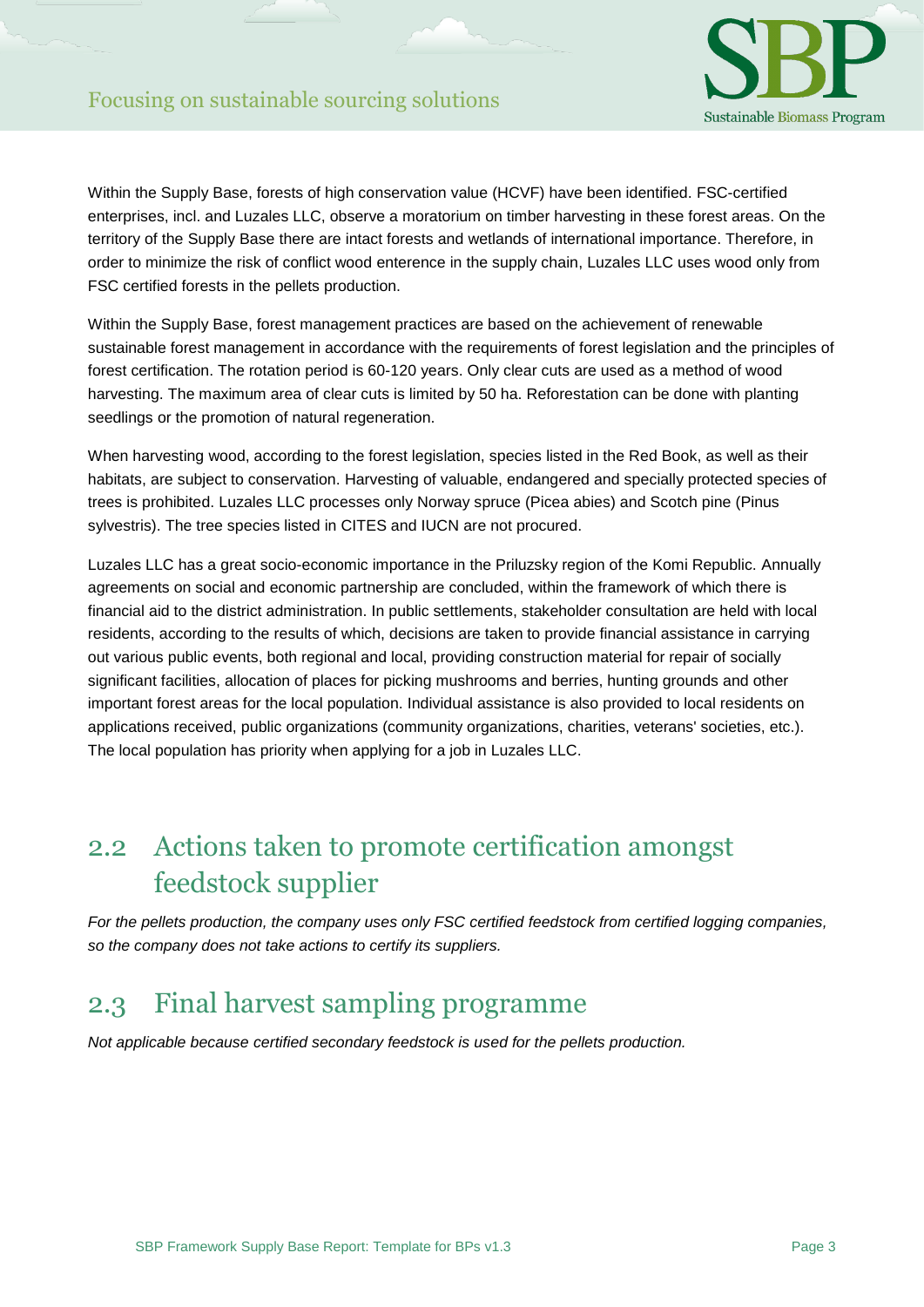Within the Supply Base, forests of high conservation value (HCVF) have been identified. FSC-certified enterprises, incl. and Luzales LLC, observe a moratorium on timber harvesting in these forest areas. On the territory of the Supply Base there are intact forests and wetlands of international importance. Therefore, in order to minimize the risk of conflict wood enterence in the supply chain, Luzales LLC uses wood only from FSC certified forests in the pellets production.

Within the Supply Base, forest management practices are based on the achievement of renewable sustainable forest management in accordance with the requirements of forest legislation and the principles of forest certification. The rotation period is 60-120 years. Only clear cuts are used as a method of wood harvesting. The maximum area of clear cuts is limited by 50 ha. Reforestation can be done with planting seedlings or the promotion of natural regeneration.

When harvesting wood, according to the forest legislation, species listed in the Red Book, as well as their habitats, are subject to conservation. Harvesting of valuable, endangered and specially protected species of trees is prohibited. Luzales LLC processes only Norway spruce (Picea abies) and Scotch pine (Pinus sylvestris). The tree species listed in CITES and IUCN are not procured.

Luzales LLC has a great socio-economic importance in the Priluzsky region of the Komi Republic. Annually agreements on social and economic partnership are concluded, within the framework of which there is financial aid to the district administration. In public settlements, stakeholder consultation are held with local residents, according to the results of which, decisions are taken to provide financial assistance in carrying out various public events, both regional and local, providing construction material for repair of socially significant facilities, allocation of places for picking mushrooms and berries, hunting grounds and other important forest areas for the local population. Individual assistance is also provided to local residents on applications received, public organizations (community organizations, charities, veterans' societies, etc.). The local population has priority when applying for a job in Luzales LLC.

## 2.2 Actions taken to promote certification amongst feedstock supplier

*For the pellets production, the company uses only FSC certified feedstock from certified logging companies, so the company does not take actions to certify its suppliers.*

## 2.3 Final harvest sampling programme

*Not applicable because certified secondary feedstock is used for the pellets production.*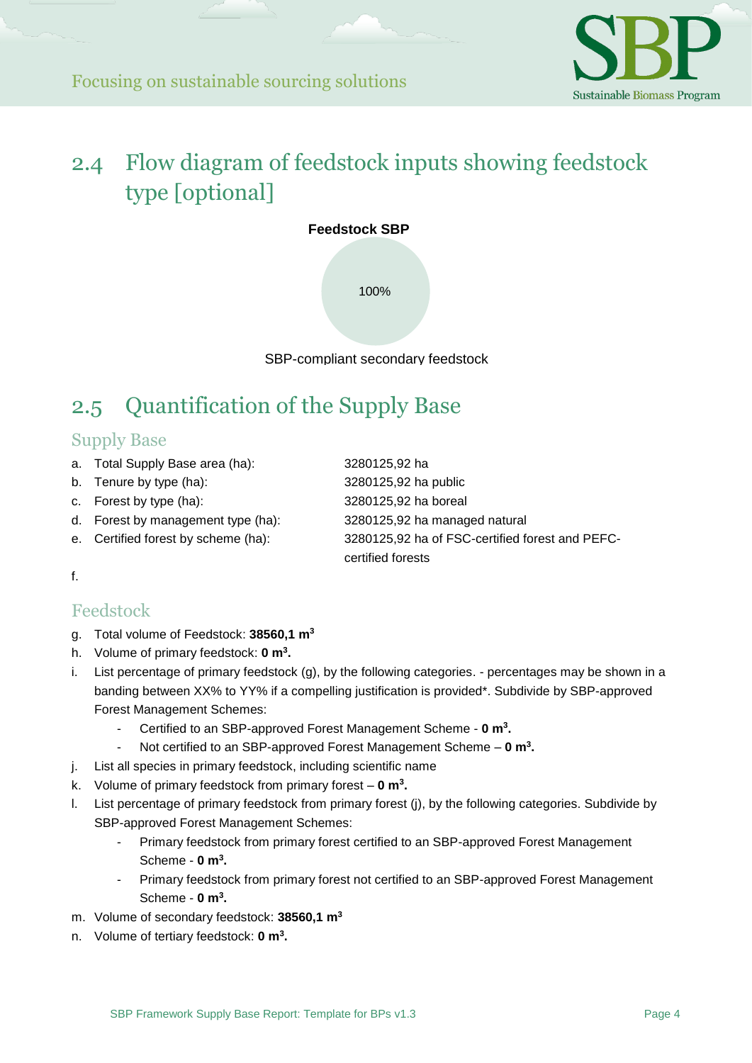## 2.4 Flow diagram of feedstock inputs showing feedstock type [optional]

**Feedstock SBP**

100%

SBP-compliant secondary feedstock

## 2.5 Quantification of the Supply Base

### Supply Base

a. Total Supply Base area (ha): 3280125,92 ha
b. Tenure by type (ha): 3280125,92 ha public
c. Forest by type (ha): 3280125,92 ha boreal
d. Forest by management type (ha): 3280125,92 ha managed natural
e. Certified forest by scheme (ha): 3280125,92 ha of FSC-certified forest and PEFC-certified forests

f.

### Feedstock

g. Total volume of Feedstock: **38560,1 m$^3$**
h. Volume of primary feedstock: **0 m$^3$.**
i. List percentage of primary feedstock (g), by the following categories. - percentages may be shown in a banding between XX% to YY% if a compelling justification is provided*. Subdivide by SBP-approved Forest Management Schemes:
    - Certified to an SBP-approved Forest Management Scheme - **0 m$^3$.**
    - Not certified to an SBP-approved Forest Management Scheme – **0 m$^3$.**
j. List all species in primary feedstock, including scientific name
k. Volume of primary feedstock from primary forest – **0 m$^3$.**
l. List percentage of primary feedstock from primary forest (j), by the following categories. Subdivide by SBP-approved Forest Management Schemes:
    - Primary feedstock from primary forest certified to an SBP-approved Forest Management Scheme - **0 m$^3$.**
    - Primary feedstock from primary forest not certified to an SBP-approved Forest Management Scheme - **0 m$^3$.**
m. Volume of secondary feedstock: **38560,1 m$^3$**
n. Volume of tertiary feedstock: **0 m$^3$.**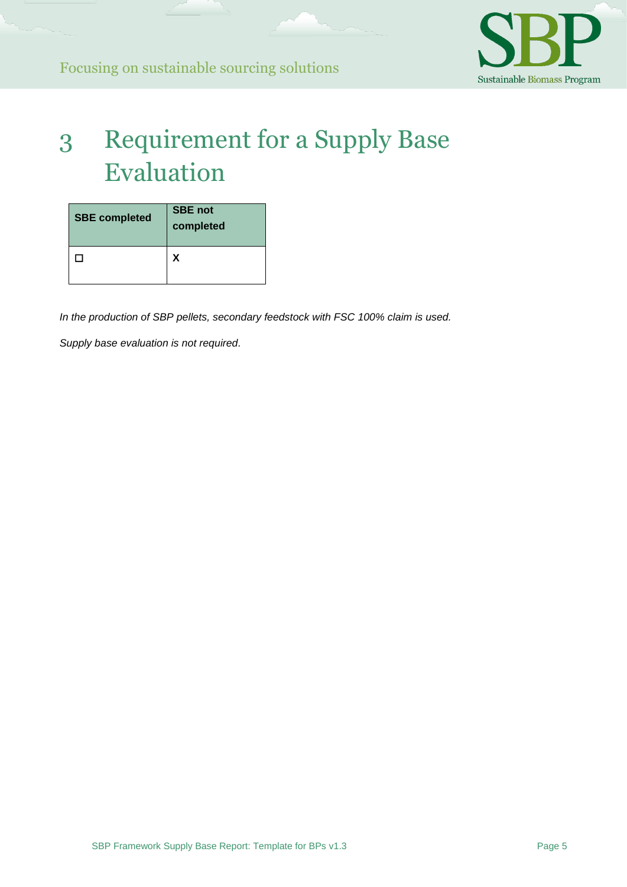# 3 Requirement for a Supply Base Evaluation

| SBE completed | SBE not completed |
|---|---|
| ☐ | X |

*In the production of SBP pellets, secondary feedstock with FSC 100% claim is used.*

*Supply base evaluation is not required.*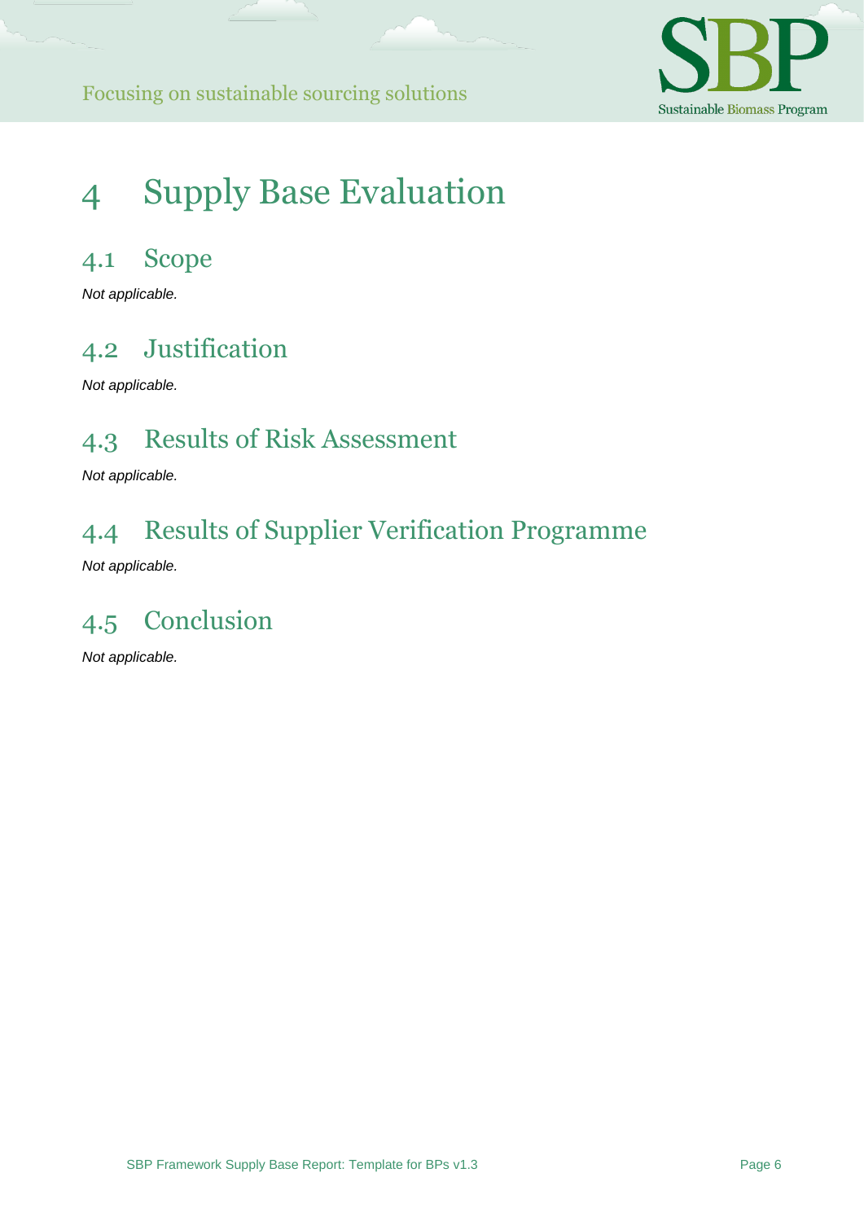# 4 Supply Base Evaluation

## 4.1 Scope

*Not applicable.*

## 4.2 Justification

*Not applicable.*

## 4.3 Results of Risk Assessment

*Not applicable.*

## 4.4 Results of Supplier Verification Programme

*Not applicable.*

## 4.5 Conclusion

*Not applicable.*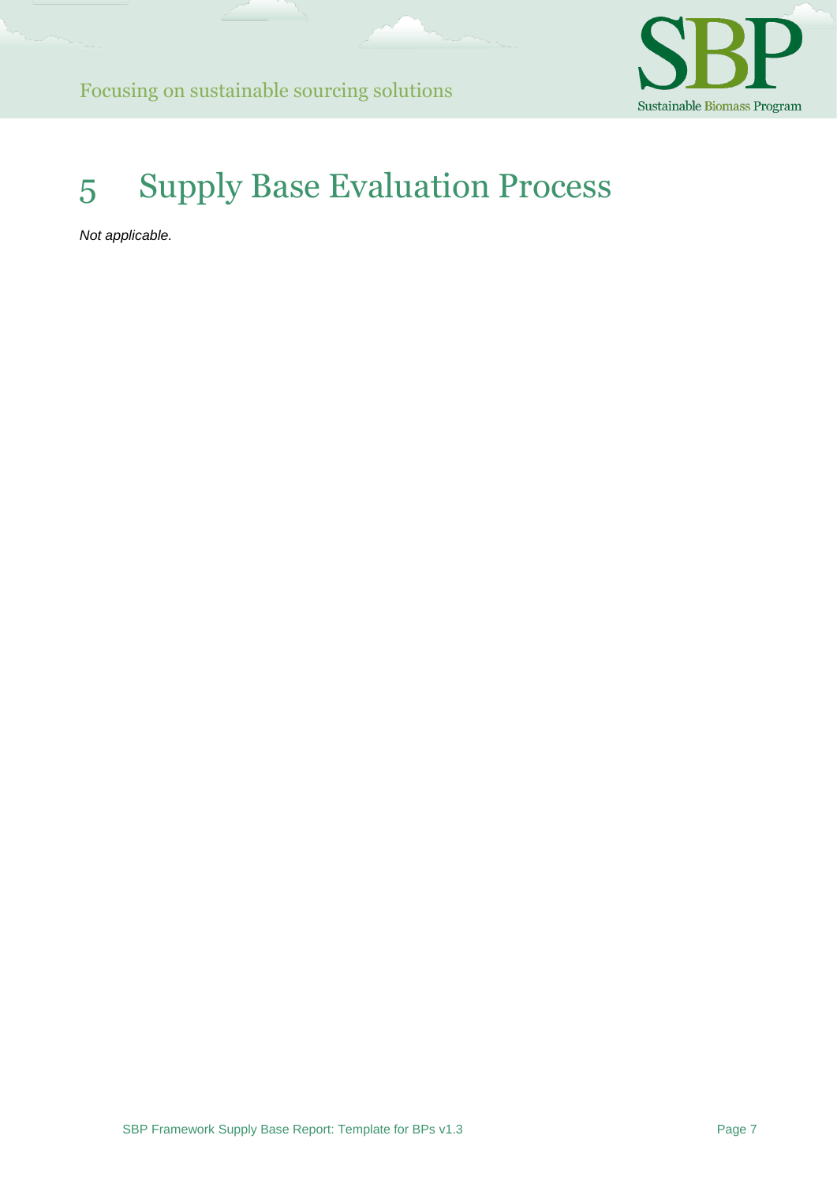# 5 Supply Base Evaluation Process

*Not applicable.*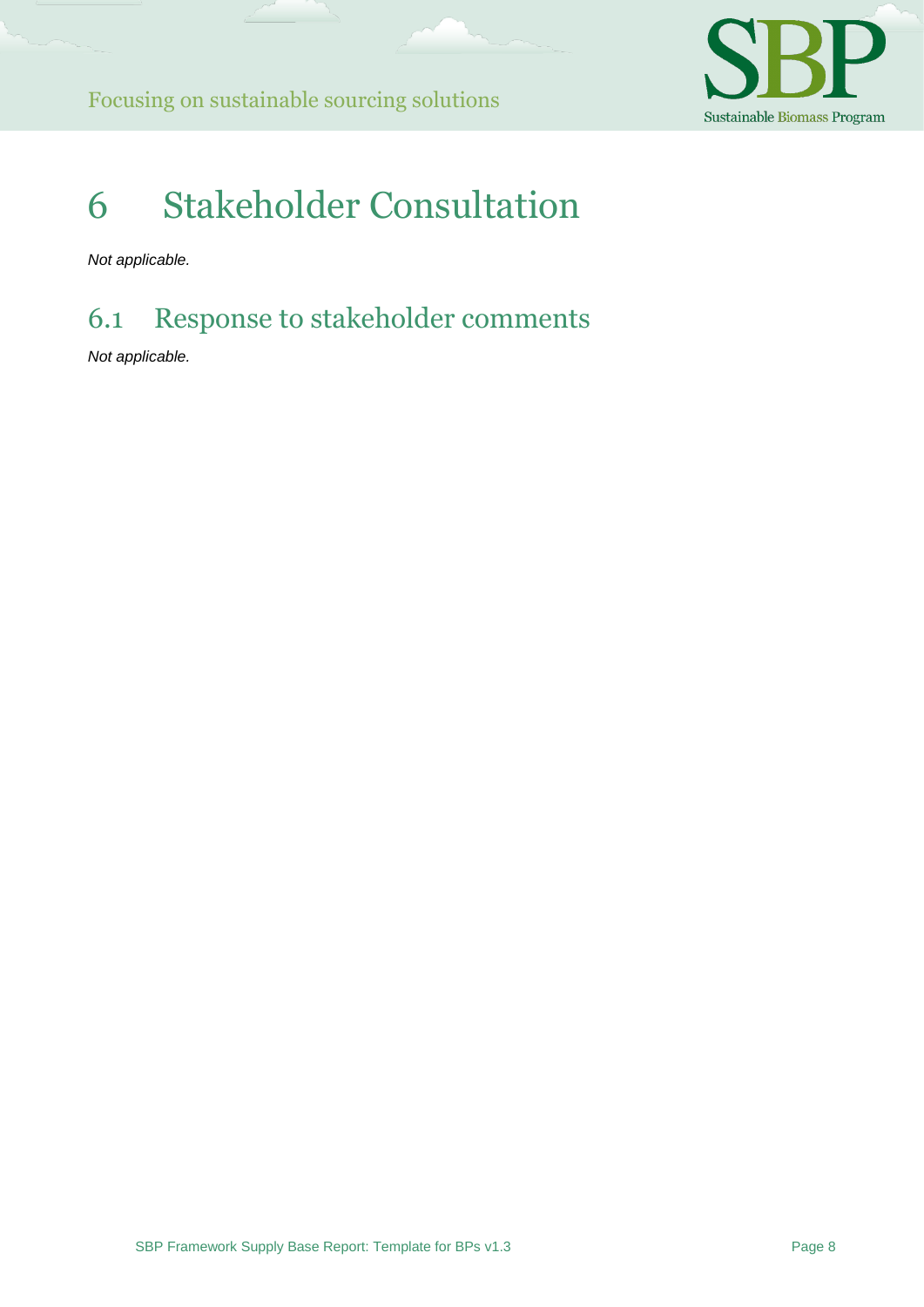# 6 Stakeholder Consultation

*Not applicable.*

## 6.1 Response to stakeholder comments

*Not applicable.*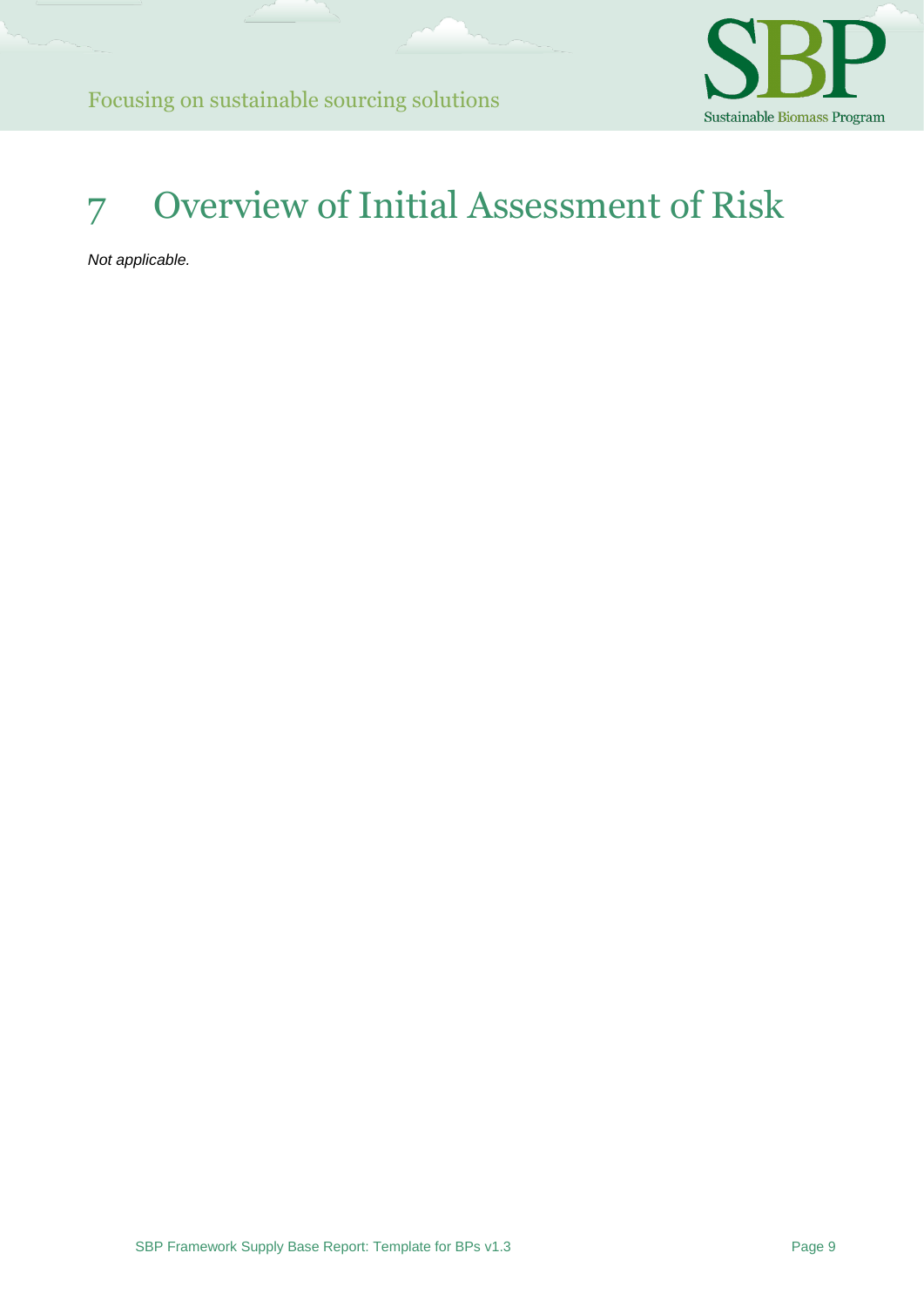# 7 Overview of Initial Assessment of Risk

*Not applicable.*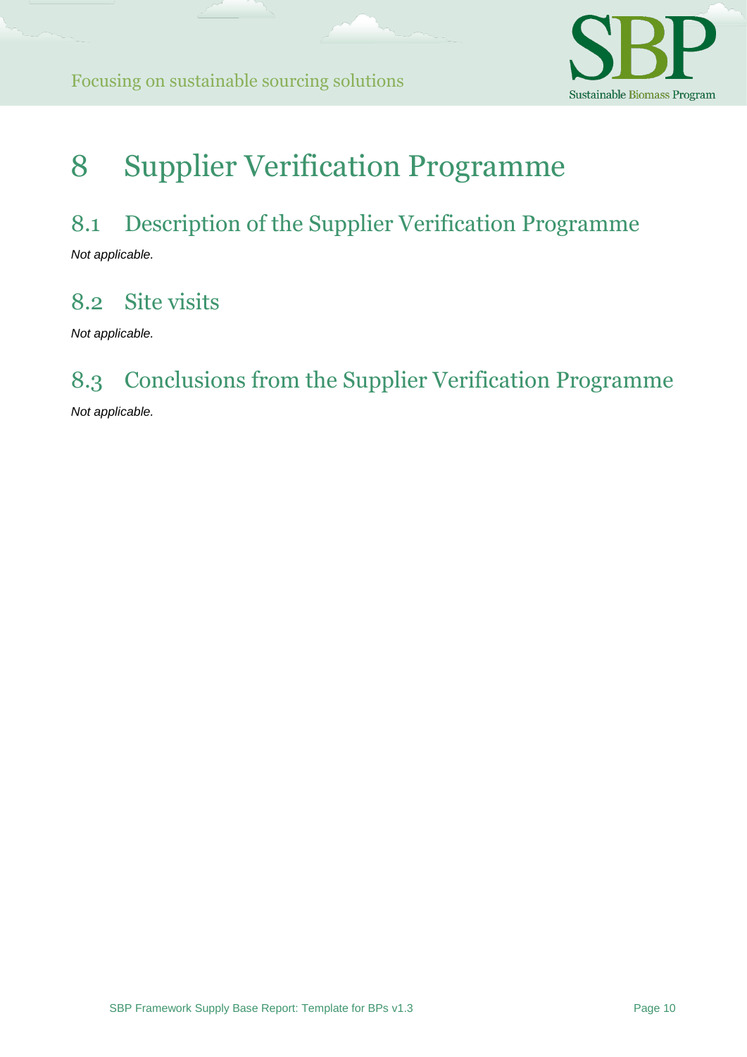# 8 Supplier Verification Programme

## 8.1 Description of the Supplier Verification Programme

*Not applicable.*

## 8.2 Site visits

*Not applicable.*

## 8.3 Conclusions from the Supplier Verification Programme

*Not applicable.*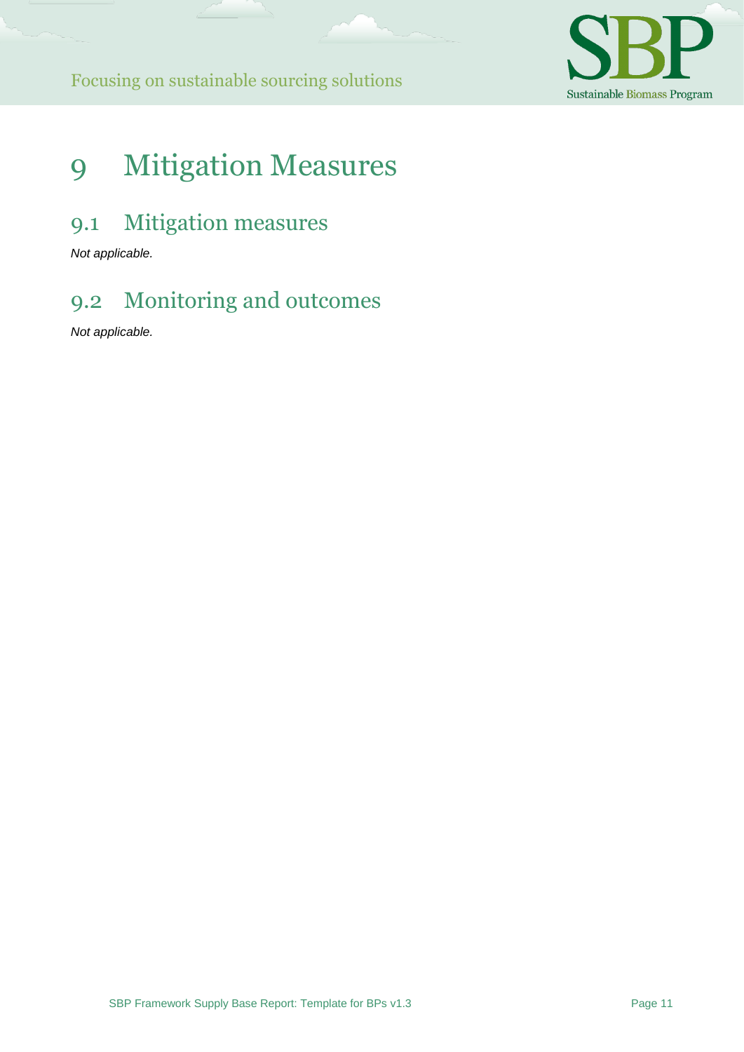# 9 Mitigation Measures

## 9.1 Mitigation measures

*Not applicable.*

## 9.2 Monitoring and outcomes

*Not applicable.*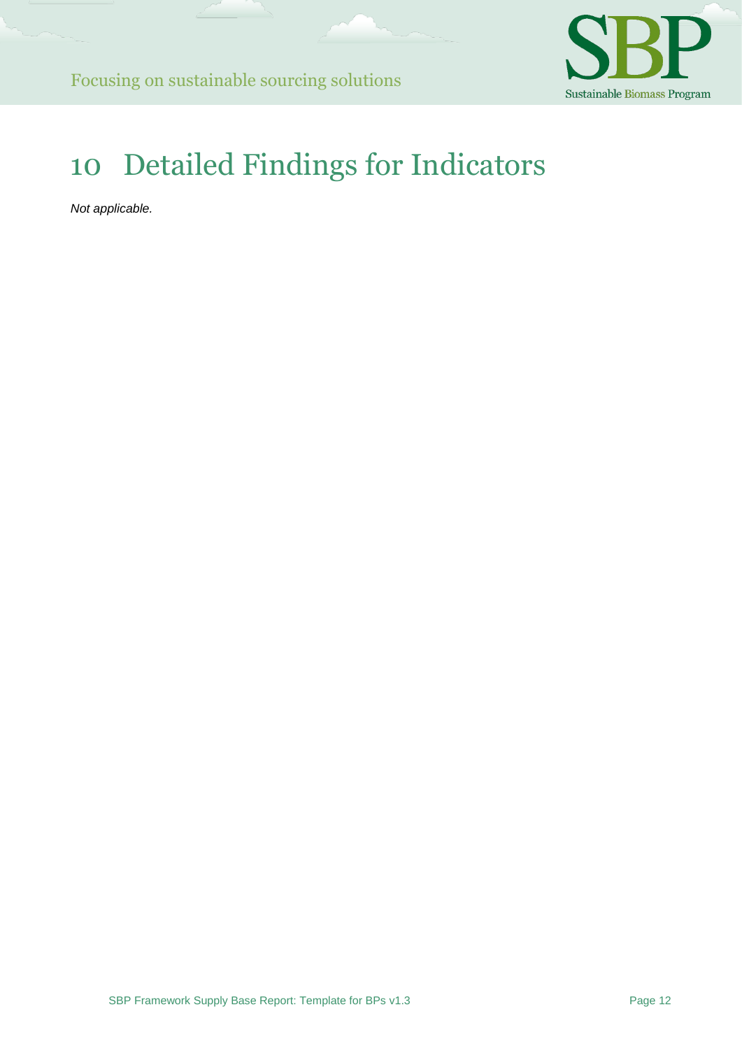# 10 Detailed Findings for Indicators

*Not applicable.*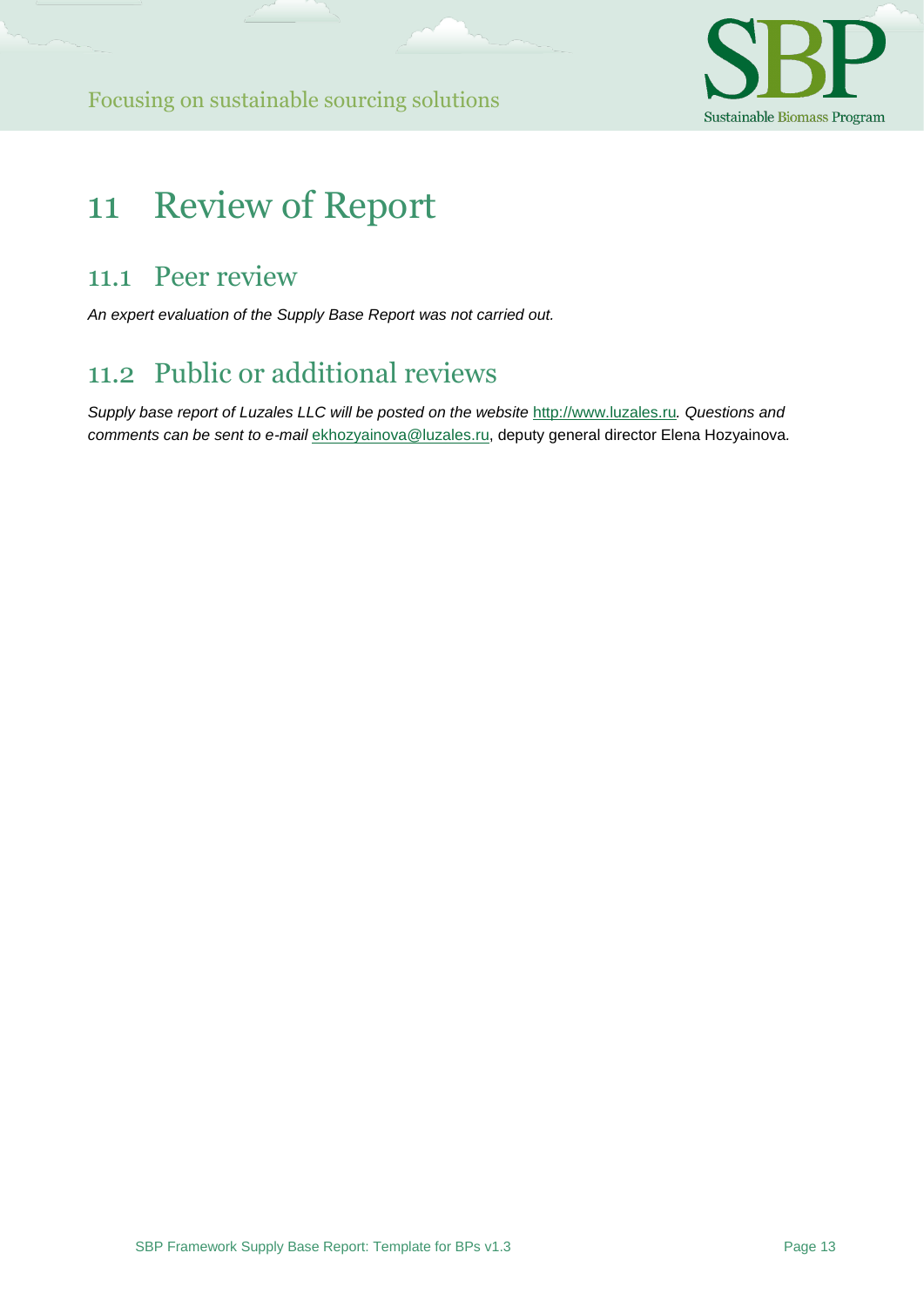# 11 Review of Report

## 11.1 Peer review

*An expert evaluation of the Supply Base Report was not carried out.*

## 11.2 Public or additional reviews

*Supply base report of Luzales LLC will be posted on the website* http://www.luzales.ru*. Questions and comments can be sent to e-mail* ekhozyainova@luzales.ru, deputy general director Elena Hozyainova*.*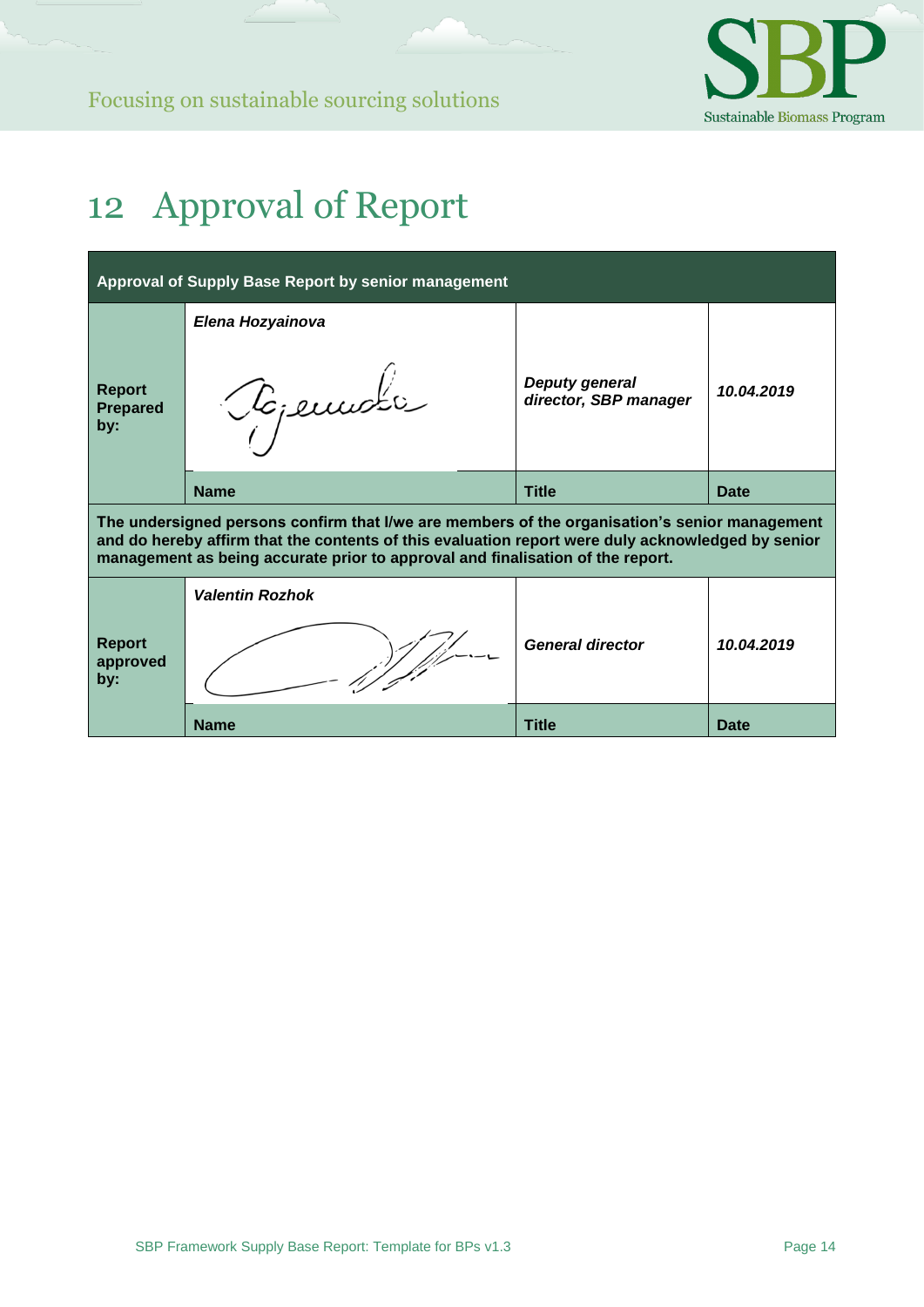# 12 Approval of Report

| Approval of Supply Base Report by senior management | | | |
|---|---|---|---|
| **Report Prepared by:** | ***Elena Hozyainova*** | ***Deputy general director, SBP manager*** | ***10.04.2019*** |
| | **Name** | **Title** | **Date** |
| **The undersigned persons confirm that I/we are members of the organisation's senior management and do hereby affirm that the contents of this evaluation report were duly acknowledged by senior management as being accurate prior to approval and finalisation of the report.** | | | |
| **Report approved by:** | ***Valentin Rozhok*** | ***General director*** | ***10.04.2019*** |
| | **Name** | **Title** | **Date** |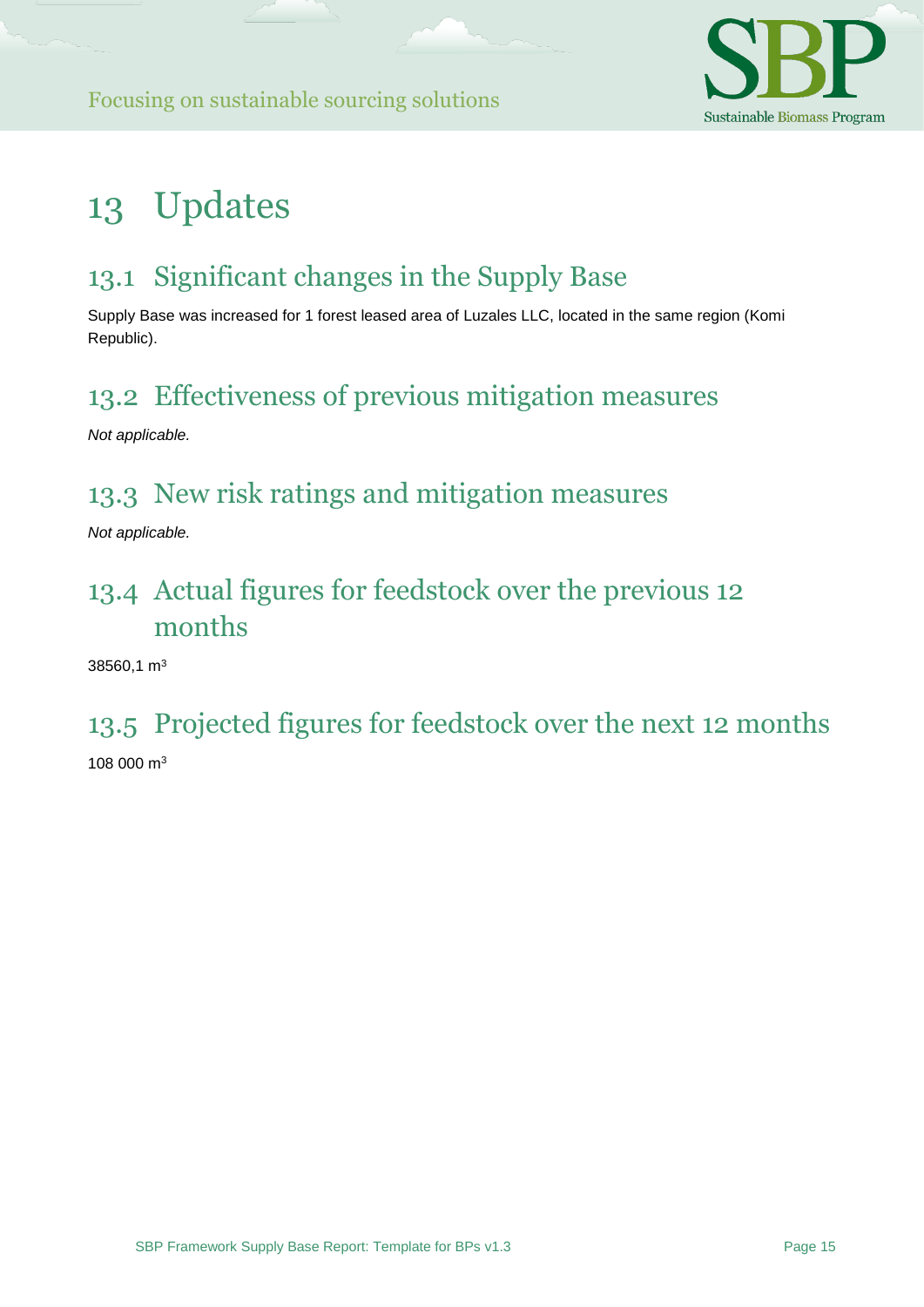# 13 Updates

## 13.1 Significant changes in the Supply Base

Supply Base was increased for 1 forest leased area of Luzales LLC, located in the same region (Komi Republic).

## 13.2 Effectiveness of previous mitigation measures

*Not applicable.*

## 13.3 New risk ratings and mitigation measures

*Not applicable.*

## 13.4 Actual figures for feedstock over the previous 12 months

38560,1 $m^3$

## 13.5 Projected figures for feedstock over the next 12 months

108 000 $m^3$